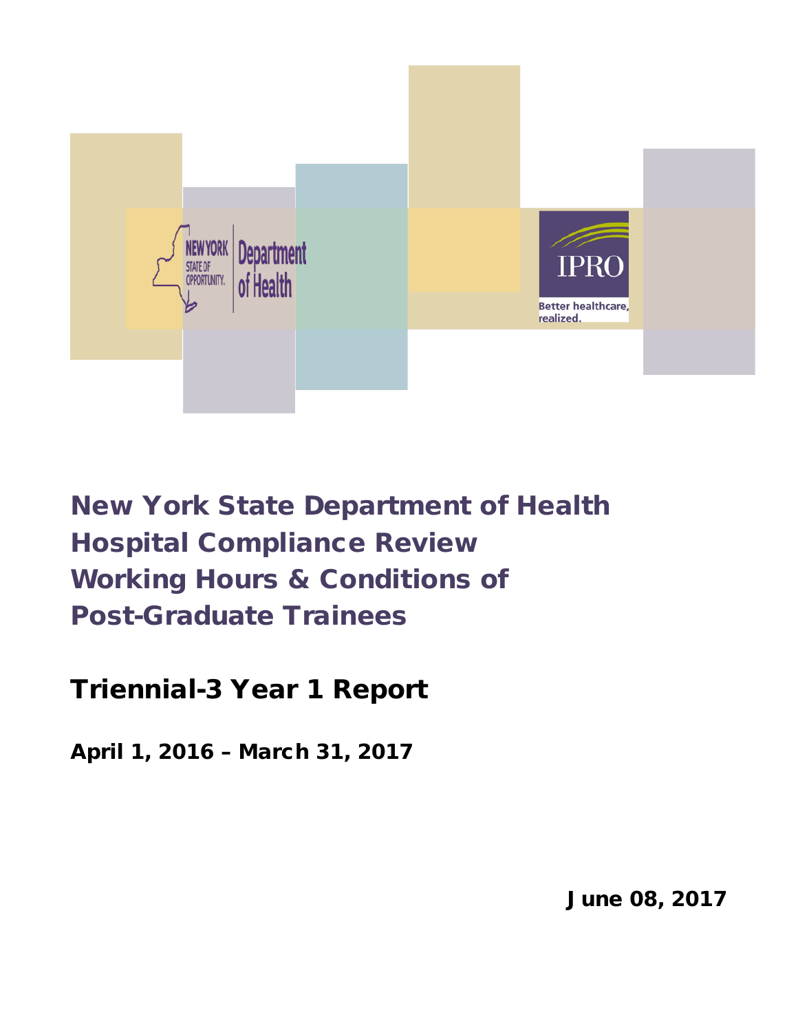# New York State Department of Health Hospital Compliance Review Working Hours & Conditions of Post-Graduate Trainees

## Triennial-3 Year 1 Report

**April 1, 2016 – March 31, 2017**

**June 08, 2017**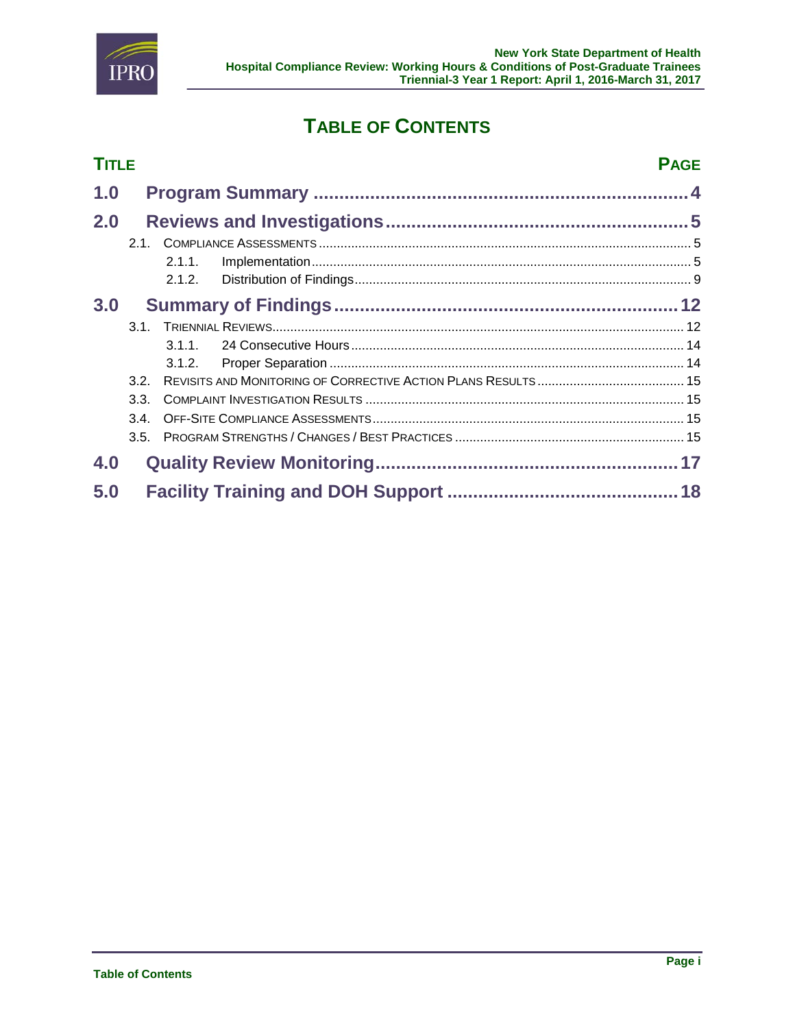# TABLE OF CONTENTS

| TITLE | PAGE |
|---|---|
| **1.0 Program Summary** | **4** |
| **2.0 Reviews and Investigations** | **5** |
| 2.1. COMPLIANCE ASSESSMENTS | 5 |
| 2.1.1. Implementation | 5 |
| 2.1.2. Distribution of Findings | 9 |
| **3.0 Summary of Findings** | **12** |
| 3.1. TRIENNIAL REVIEWS | 12 |
| 3.1.1. 24 Consecutive Hours | 14 |
| 3.1.2. Proper Separation | 14 |
| 3.2. REVISITS AND MONITORING OF CORRECTIVE ACTION PLANS RESULTS | 15 |
| 3.3. COMPLAINT INVESTIGATION RESULTS | 15 |
| 3.4. OFF-SITE COMPLIANCE ASSESSMENTS | 15 |
| 3.5. PROGRAM STRENGTHS / CHANGES / BEST PRACTICES | 15 |
| **4.0 Quality Review Monitoring** | **17** |
| **5.0 Facility Training and DOH Support** | **18** |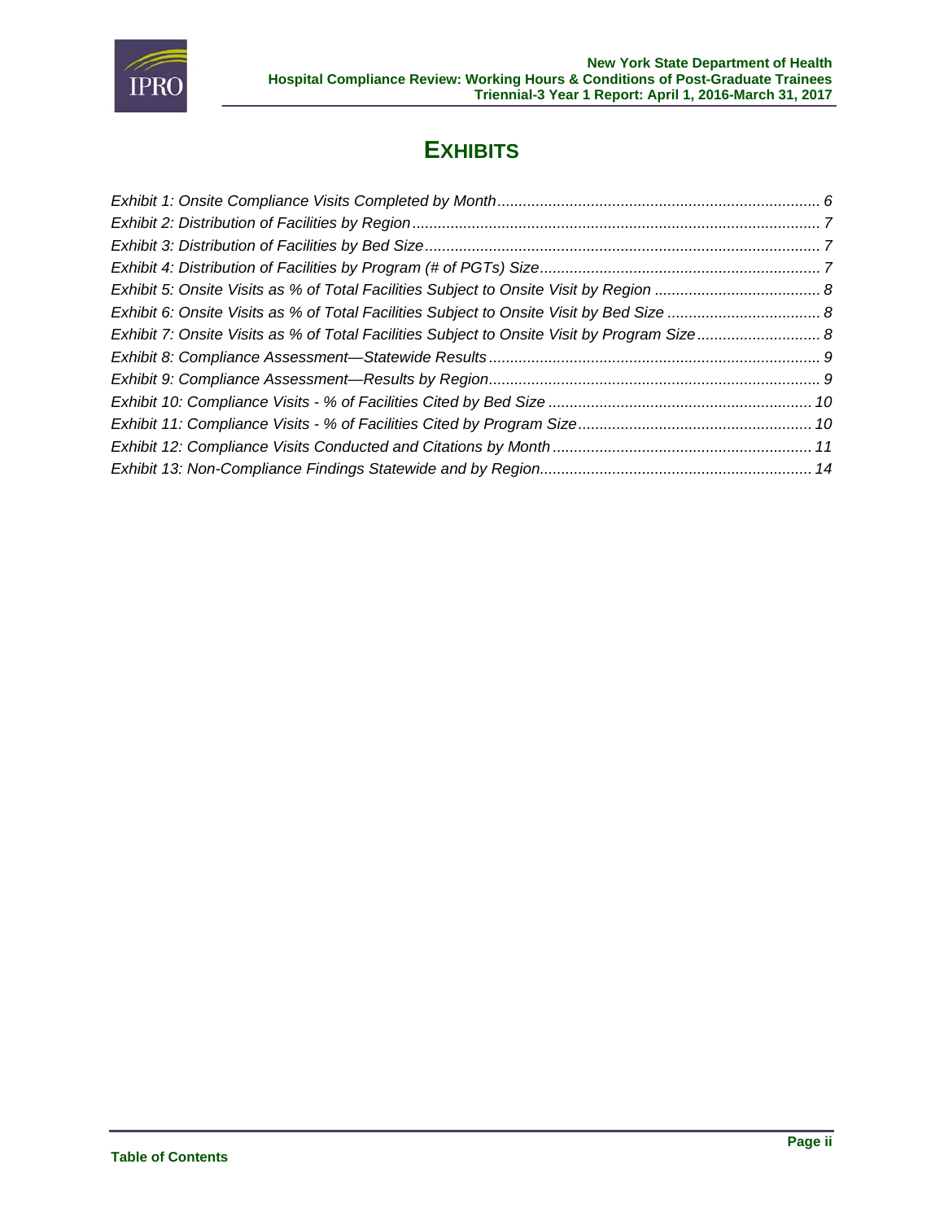# EXHIBITS

*Exhibit 1: Onsite Compliance Visits Completed by Month* ........ 6
*Exhibit 2: Distribution of Facilities by Region* ........ 7
*Exhibit 3: Distribution of Facilities by Bed Size* ........ 7
*Exhibit 4: Distribution of Facilities by Program (# of PGTs) Size* ........ 7
*Exhibit 5: Onsite Visits as % of Total Facilities Subject to Onsite Visit by Region* ........ 8
*Exhibit 6: Onsite Visits as % of Total Facilities Subject to Onsite Visit by Bed Size* ........ 8
*Exhibit 7: Onsite Visits as % of Total Facilities Subject to Onsite Visit by Program Size* ........ 8
*Exhibit 8: Compliance Assessment—Statewide Results* ........ 9
*Exhibit 9: Compliance Assessment—Results by Region* ........ 9
*Exhibit 10: Compliance Visits - % of Facilities Cited by Bed Size* ........ 10
*Exhibit 11: Compliance Visits - % of Facilities Cited by Program Size* ........ 10
*Exhibit 12: Compliance Visits Conducted and Citations by Month* ........ 11
*Exhibit 13: Non-Compliance Findings Statewide and by Region* ........ 14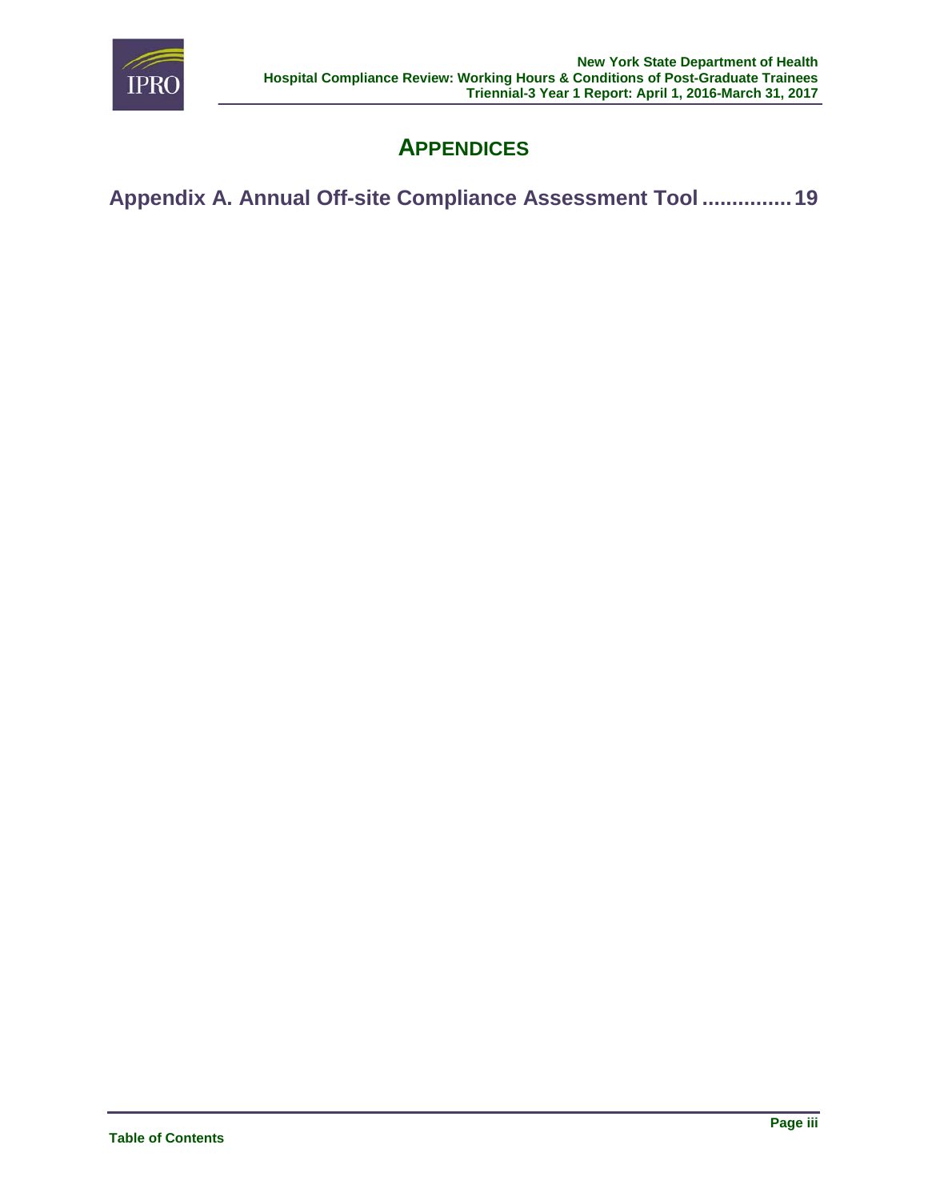# APPENDICES

**Appendix A. Annual Off-site Compliance Assessment Tool ............... 19**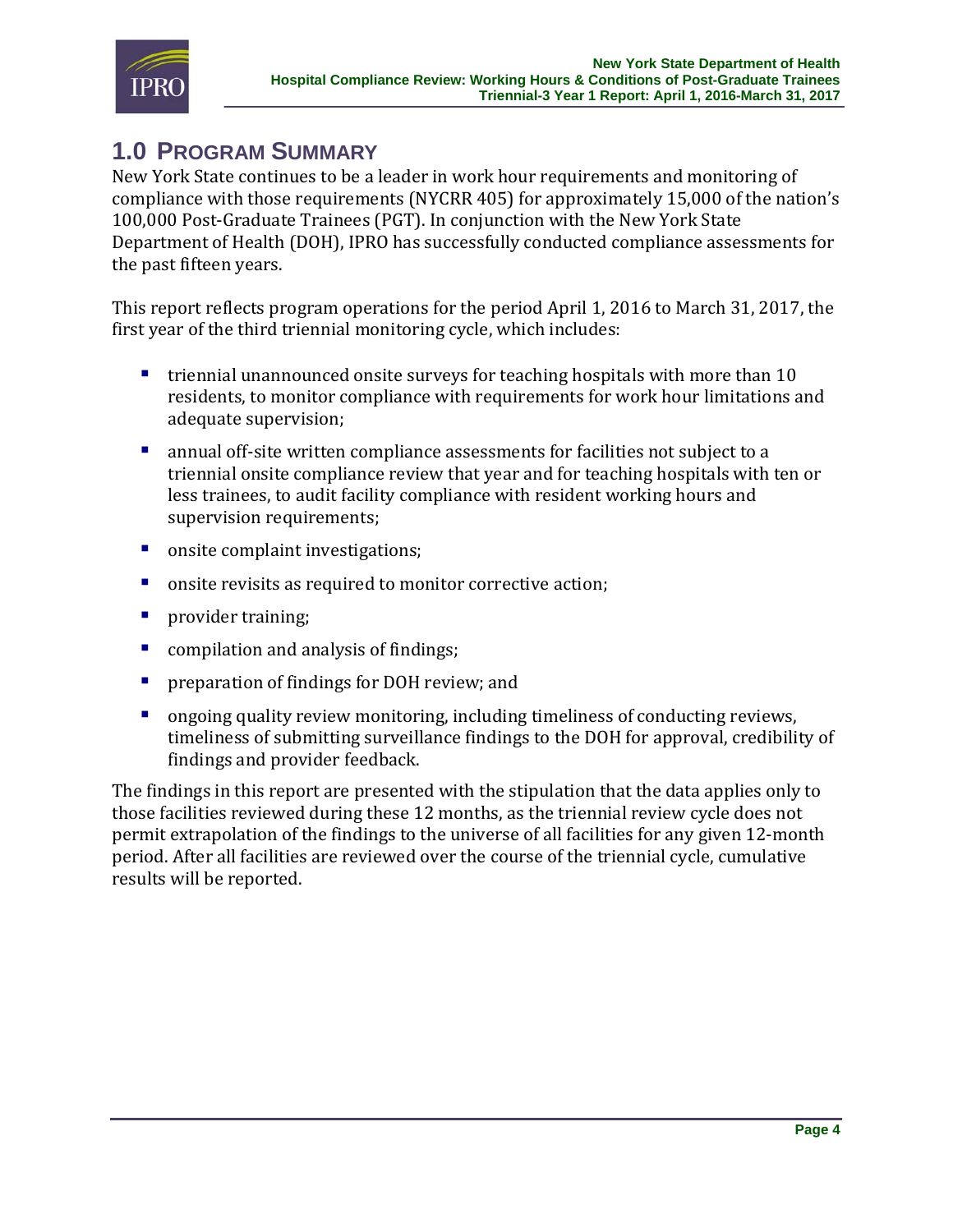# 1.0 Program Summary

New York State continues to be a leader in work hour requirements and monitoring of compliance with those requirements (NYCRR 405) for approximately 15,000 of the nation's 100,000 Post-Graduate Trainees (PGT). In conjunction with the New York State Department of Health (DOH), IPRO has successfully conducted compliance assessments for the past fifteen years.

This report reflects program operations for the period April 1, 2016 to March 31, 2017, the first year of the third triennial monitoring cycle, which includes:

- triennial unannounced onsite surveys for teaching hospitals with more than 10 residents, to monitor compliance with requirements for work hour limitations and adequate supervision;
- annual off-site written compliance assessments for facilities not subject to a triennial onsite compliance review that year and for teaching hospitals with ten or less trainees, to audit facility compliance with resident working hours and supervision requirements;
- onsite complaint investigations;
- onsite revisits as required to monitor corrective action;
- provider training;
- compilation and analysis of findings;
- preparation of findings for DOH review; and
- ongoing quality review monitoring, including timeliness of conducting reviews, timeliness of submitting surveillance findings to the DOH for approval, credibility of findings and provider feedback.

The findings in this report are presented with the stipulation that the data applies only to those facilities reviewed during these 12 months, as the triennial review cycle does not permit extrapolation of the findings to the universe of all facilities for any given 12-month period. After all facilities are reviewed over the course of the triennial cycle, cumulative results will be reported.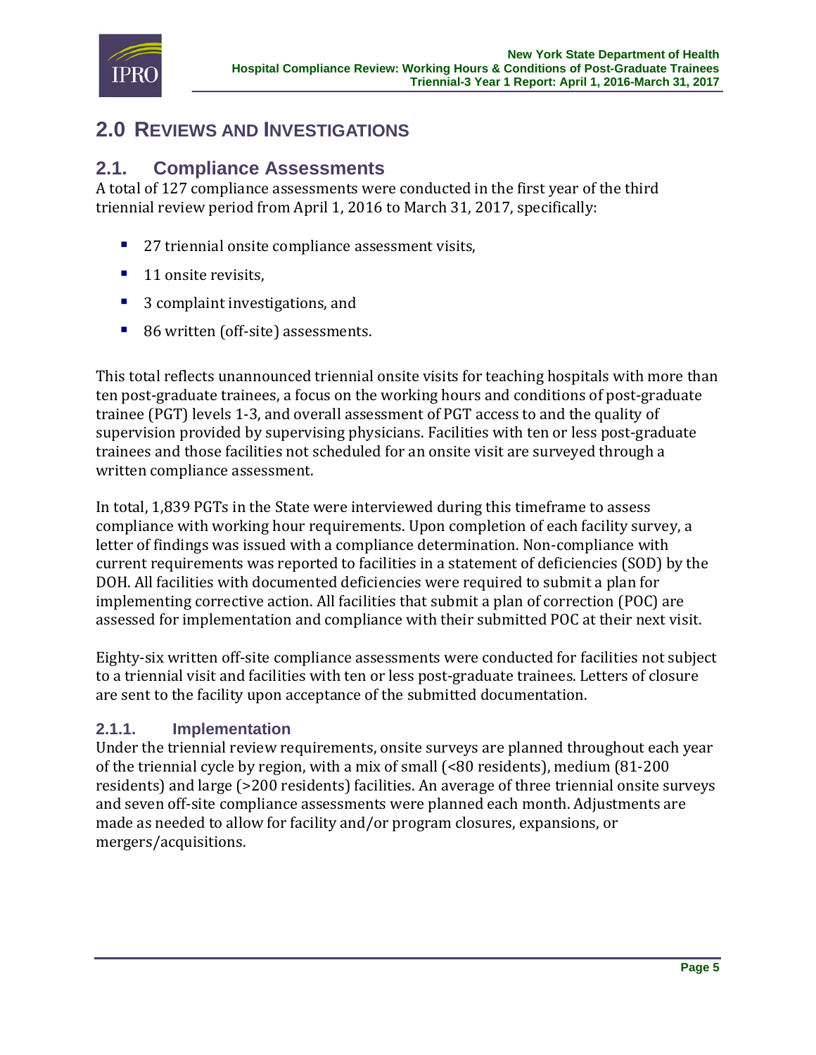## 2.0 REVIEWS AND INVESTIGATIONS

### 2.1. Compliance Assessments

A total of 127 compliance assessments were conducted in the first year of the third triennial review period from April 1, 2016 to March 31, 2017, specifically:

- 27 triennial onsite compliance assessment visits,
- 11 onsite revisits,
- 3 complaint investigations, and
- 86 written (off-site) assessments.

This total reflects unannounced triennial onsite visits for teaching hospitals with more than ten post-graduate trainees, a focus on the working hours and conditions of post-graduate trainee (PGT) levels 1-3, and overall assessment of PGT access to and the quality of supervision provided by supervising physicians. Facilities with ten or less post-graduate trainees and those facilities not scheduled for an onsite visit are surveyed through a written compliance assessment.

In total, 1,839 PGTs in the State were interviewed during this timeframe to assess compliance with working hour requirements. Upon completion of each facility survey, a letter of findings was issued with a compliance determination. Non-compliance with current requirements was reported to facilities in a statement of deficiencies (SOD) by the DOH. All facilities with documented deficiencies were required to submit a plan for implementing corrective action. All facilities that submit a plan of correction (POC) are assessed for implementation and compliance with their submitted POC at their next visit.

Eighty-six written off-site compliance assessments were conducted for facilities not subject to a triennial visit and facilities with ten or less post-graduate trainees. Letters of closure are sent to the facility upon acceptance of the submitted documentation.

#### 2.1.1. Implementation

Under the triennial review requirements, onsite surveys are planned throughout each year of the triennial cycle by region, with a mix of small (<80 residents), medium (81-200 residents) and large (>200 residents) facilities. An average of three triennial onsite surveys and seven off-site compliance assessments were planned each month. Adjustments are made as needed to allow for facility and/or program closures, expansions, or mergers/acquisitions.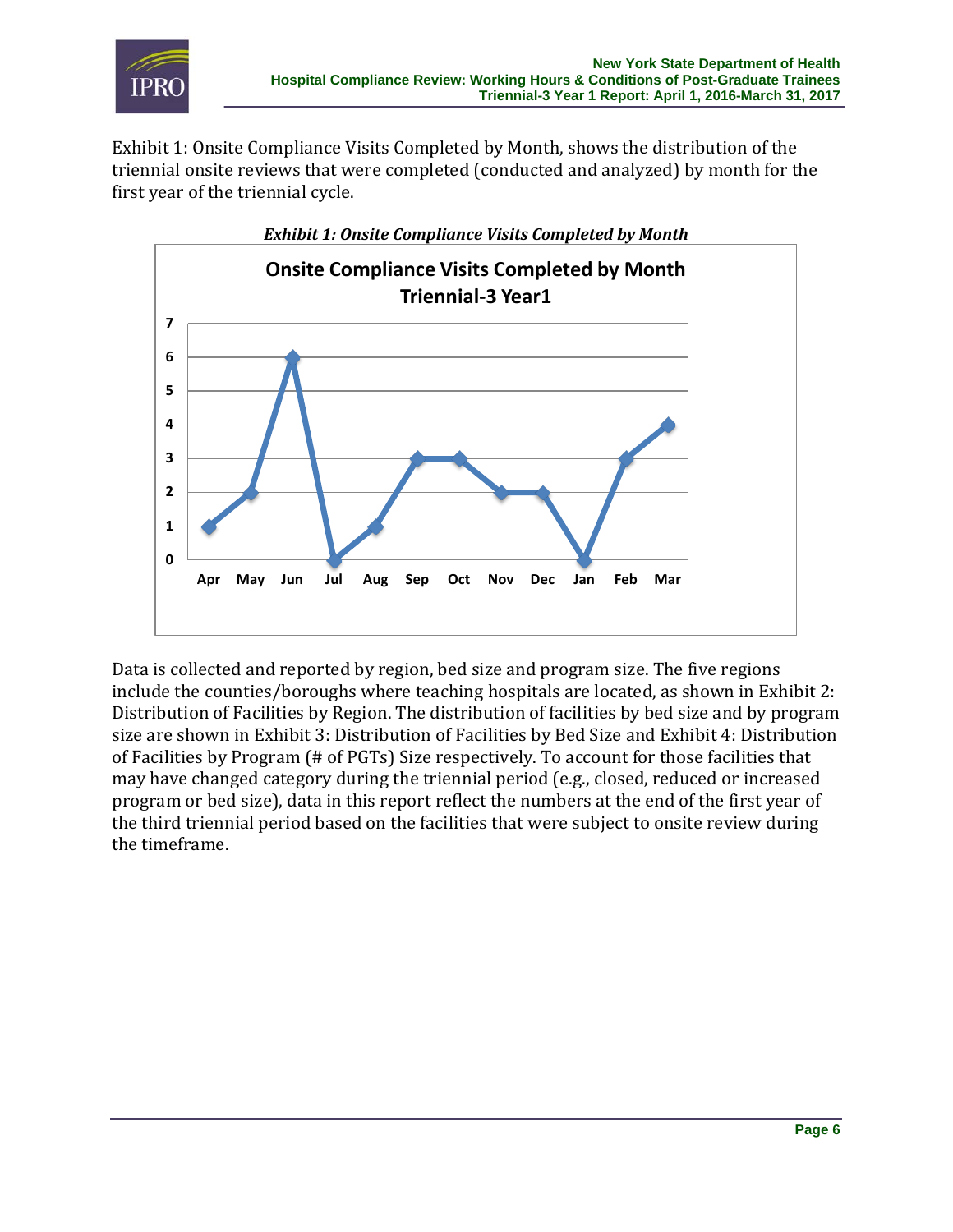Exhibit 1: Onsite Compliance Visits Completed by Month, shows the distribution of the triennial onsite reviews that were completed (conducted and analyzed) by month for the first year of the triennial cycle.

*Exhibit 1: Onsite Compliance Visits Completed by Month*

**Onsite Compliance Visits Completed by Month Triennial-3 Year1**

| Month | Visits |
|---|---|
| Apr | 1 |
| May | 2 |
| Jun | 6 |
| Jul | 0 |
| Aug | 1 |
| Sep | 3 |
| Oct | 3 |
| Nov | 2 |
| Dec | 2 |
| Jan | 0 |
| Feb | 3 |
| Mar | 4 |

Data is collected and reported by region, bed size and program size. The five regions include the counties/boroughs where teaching hospitals are located, as shown in Exhibit 2: Distribution of Facilities by Region. The distribution of facilities by bed size and by program size are shown in Exhibit 3: Distribution of Facilities by Bed Size and Exhibit 4: Distribution of Facilities by Program (# of PGTs) Size respectively. To account for those facilities that may have changed category during the triennial period (e.g., closed, reduced or increased program or bed size), data in this report reflect the numbers at the end of the first year of the third triennial period based on the facilities that were subject to onsite review during the timeframe.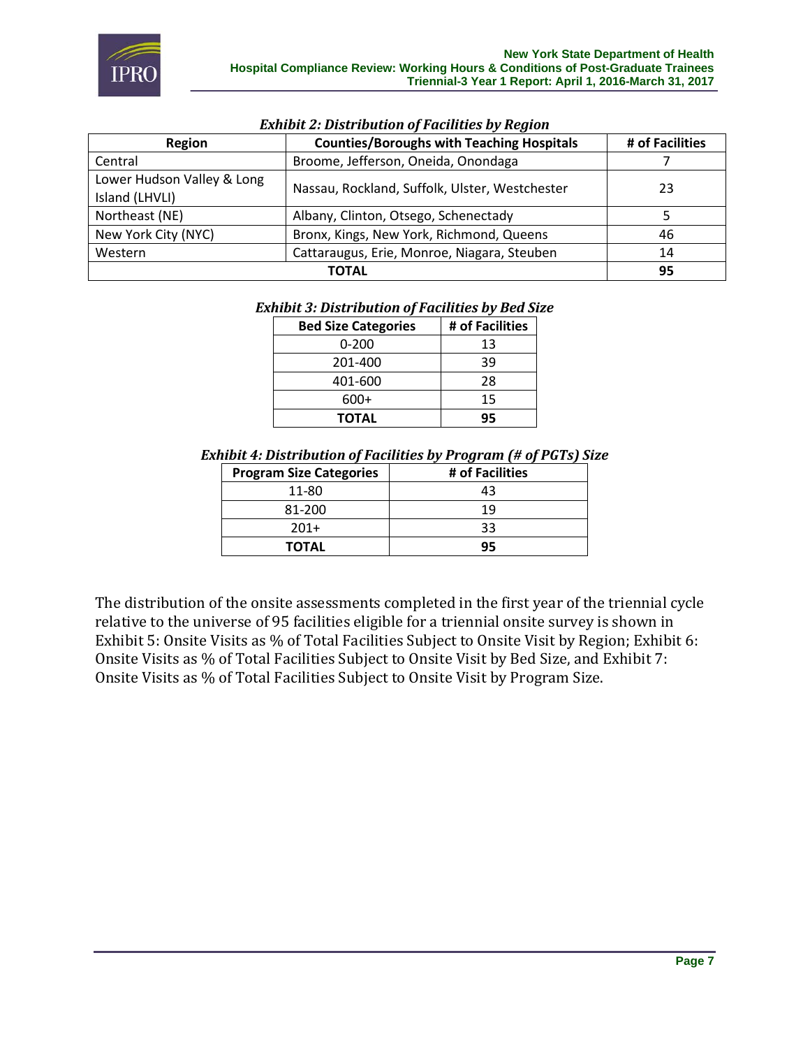*Exhibit 2: Distribution of Facilities by Region*

| Region | Counties/Boroughs with Teaching Hospitals | # of Facilities |
|---|---|---|
| Central | Broome, Jefferson, Oneida, Onondaga | 7 |
| Lower Hudson Valley & Long Island (LHVLI) | Nassau, Rockland, Suffolk, Ulster, Westchester | 23 |
| Northeast (NE) | Albany, Clinton, Otsego, Schenectady | 5 |
| New York City (NYC) | Bronx, Kings, New York, Richmond, Queens | 46 |
| Western | Cattaraugus, Erie, Monroe, Niagara, Steuben | 14 |
| **TOTAL** | | **95** |

*Exhibit 3: Distribution of Facilities by Bed Size*

| Bed Size Categories | # of Facilities |
|---|---|
| 0-200 | 13 |
| 201-400 | 39 |
| 401-600 | 28 |
| 600+ | 15 |
| **TOTAL** | **95** |

*Exhibit 4: Distribution of Facilities by Program (# of PGTs) Size*

| Program Size Categories | # of Facilities |
|---|---|
| 11-80 | 43 |
| 81-200 | 19 |
| 201+ | 33 |
| **TOTAL** | **95** |

The distribution of the onsite assessments completed in the first year of the triennial cycle relative to the universe of 95 facilities eligible for a triennial onsite survey is shown in Exhibit 5: Onsite Visits as % of Total Facilities Subject to Onsite Visit by Region; Exhibit 6: Onsite Visits as % of Total Facilities Subject to Onsite Visit by Bed Size, and Exhibit 7: Onsite Visits as % of Total Facilities Subject to Onsite Visit by Program Size.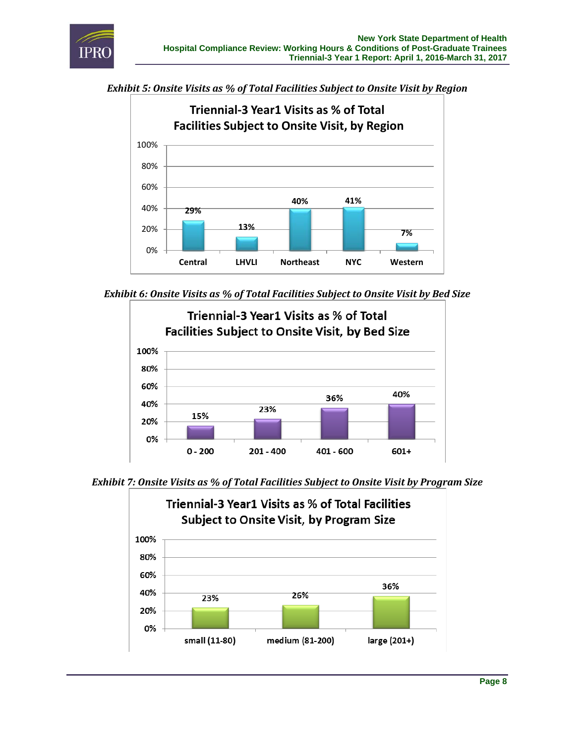*Exhibit 5: Onsite Visits as % of Total Facilities Subject to Onsite Visit by Region*

**Triennial-3 Year1 Visits as % of Total Facilities Subject to Onsite Visit, by Region**

| Region | % |
|---|---|
| Central | 29% |
| LHVLI | 13% |
| Northeast | 40% |
| NYC | 41% |
| Western | 7% |

*Exhibit 6: Onsite Visits as % of Total Facilities Subject to Onsite Visit by Bed Size*

**Triennial-3 Year1 Visits as % of Total Facilities Subject to Onsite Visit, by Bed Size**

| Bed Size | % |
|---|---|
| 0 - 200 | 15% |
| 201 - 400 | 23% |
| 401 - 600 | 36% |
| 601+ | 40% |

*Exhibit 7: Onsite Visits as % of Total Facilities Subject to Onsite Visit by Program Size*

**Triennial-3 Year1 Visits as % of Total Facilities Subject to Onsite Visit, by Program Size**

| Program Size | % |
|---|---|
| small (11-80) | 23% |
| medium (81-200) | 26% |
| large (201+) | 36% |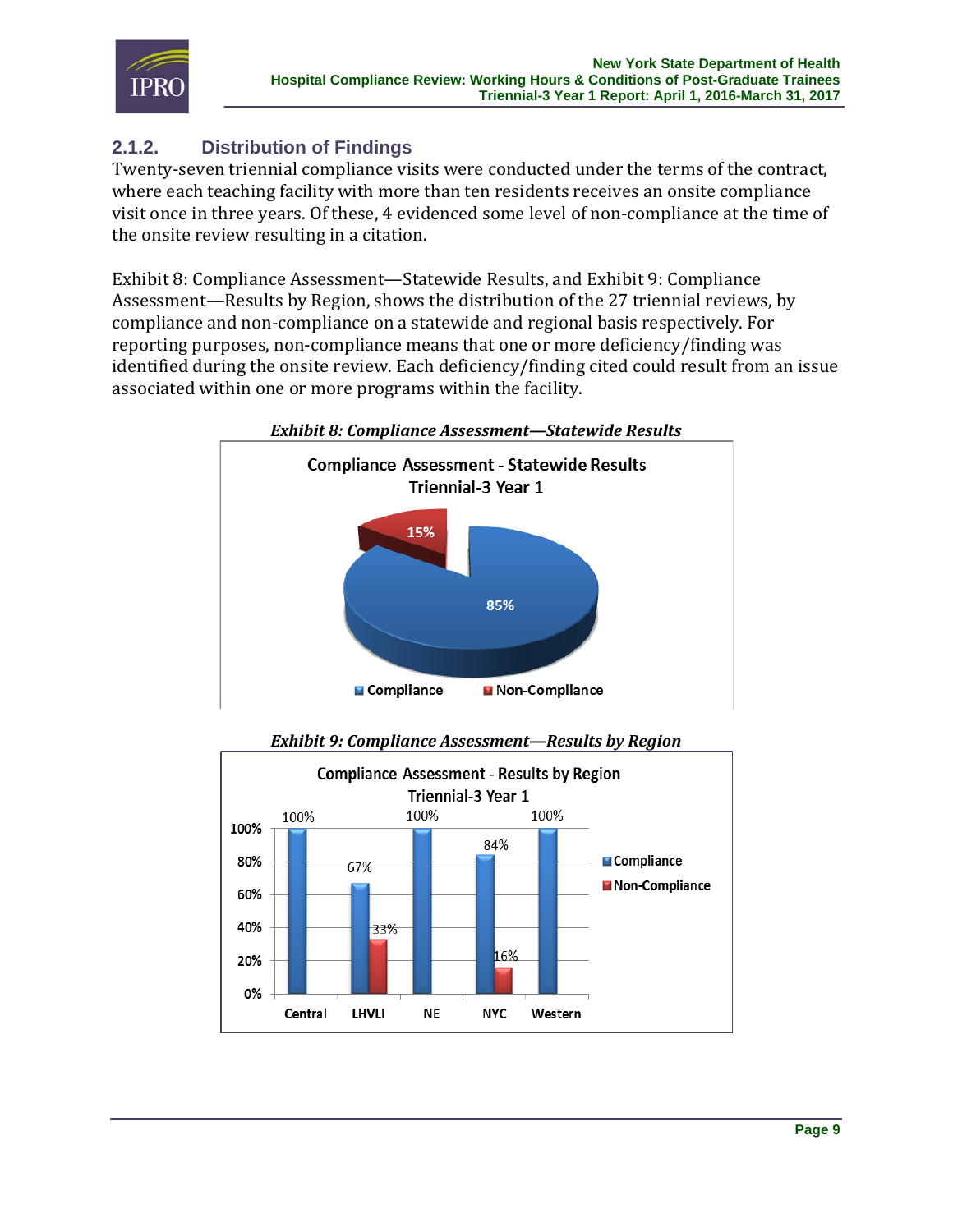### 2.1.2. Distribution of Findings

Twenty-seven triennial compliance visits were conducted under the terms of the contract, where each teaching facility with more than ten residents receives an onsite compliance visit once in three years. Of these, 4 evidenced some level of non-compliance at the time of the onsite review resulting in a citation.

Exhibit 8: Compliance Assessment—Statewide Results, and Exhibit 9: Compliance Assessment—Results by Region, shows the distribution of the 27 triennial reviews, by compliance and non-compliance on a statewide and regional basis respectively. For reporting purposes, non-compliance means that one or more deficiency/finding was identified during the onsite review. Each deficiency/finding cited could result from an issue associated within one or more programs within the facility.

***Exhibit 8: Compliance Assessment—Statewide Results***

Compliance Assessment - Statewide Results
Triennial-3 Year 1

| Category | Percentage |
| --- | --- |
| Compliance | 85% |
| Non-Compliance | 15% |

***Exhibit 9: Compliance Assessment—Results by Region***

Compliance Assessment - Results by Region
Triennial-3 Year 1

| Region | Compliance | Non-Compliance |
| --- | --- | --- |
| Central | 100% | |
| LHVLI | 67% | 33% |
| NE | 100% | |
| NYC | 84% | 16% |
| Western | 100% | |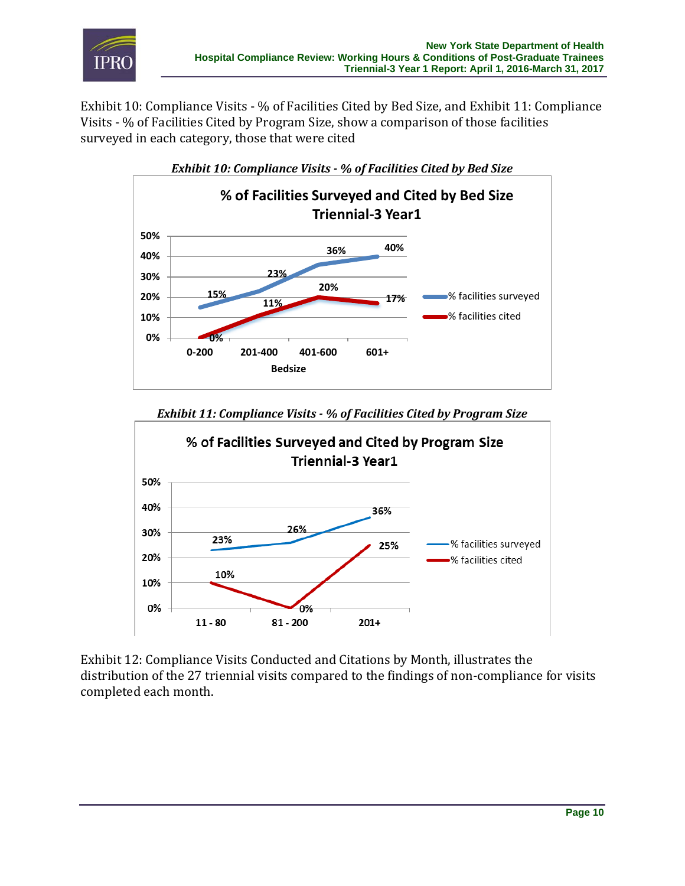Exhibit 10: Compliance Visits - % of Facilities Cited by Bed Size, and Exhibit 11: Compliance Visits - % of Facilities Cited by Program Size, show a comparison of those facilities surveyed in each category, those that were cited

***Exhibit 10: Compliance Visits - % of Facilities Cited by Bed Size***

**% of Facilities Surveyed and Cited by Bed Size Triennial-3 Year1**

| Bedsize | % facilities surveyed | % facilities cited |
|---|---|---|
| 0-200 | 15% | 0% |
| 201-400 | 23% | 11% |
| 401-600 | 36% | 20% |
| 601+ | 40% | 17% |

***Exhibit 11: Compliance Visits - % of Facilities Cited by Program Size***

**% of Facilities Surveyed and Cited by Program Size Triennial-3 Year1**

| Program Size | % facilities surveyed | % facilities cited |
|---|---|---|
| 11 - 80 | 23% | 10% |
| 81 - 200 | 26% | 0% |
| 201+ | 36% | 25% |

Exhibit 12: Compliance Visits Conducted and Citations by Month, illustrates the distribution of the 27 triennial visits compared to the findings of non-compliance for visits completed each month.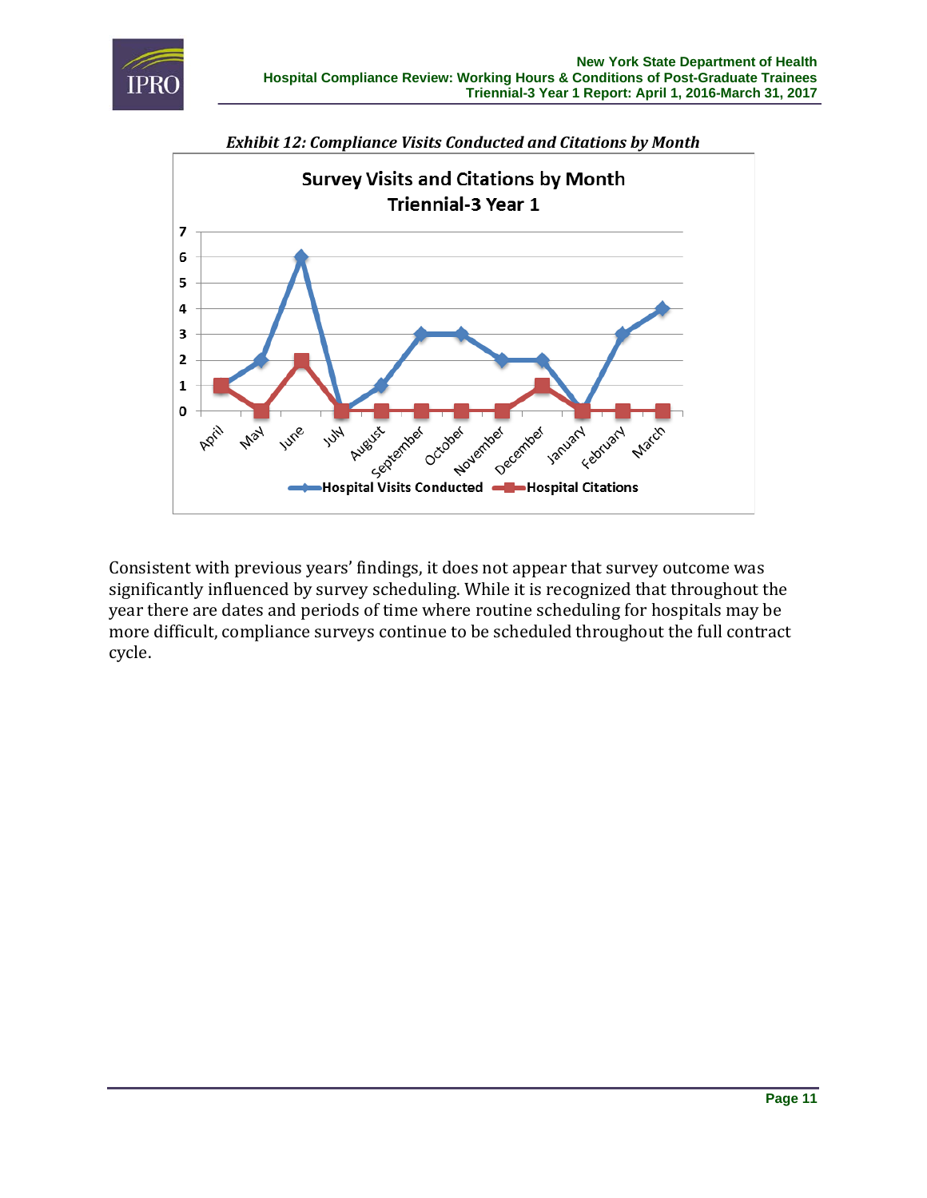*Exhibit 12: Compliance Visits Conducted and Citations by Month*

Consistent with previous years' findings, it does not appear that survey outcome was significantly influenced by survey scheduling. While it is recognized that throughout the year there are dates and periods of time where routine scheduling for hospitals may be more difficult, compliance surveys continue to be scheduled throughout the full contract cycle.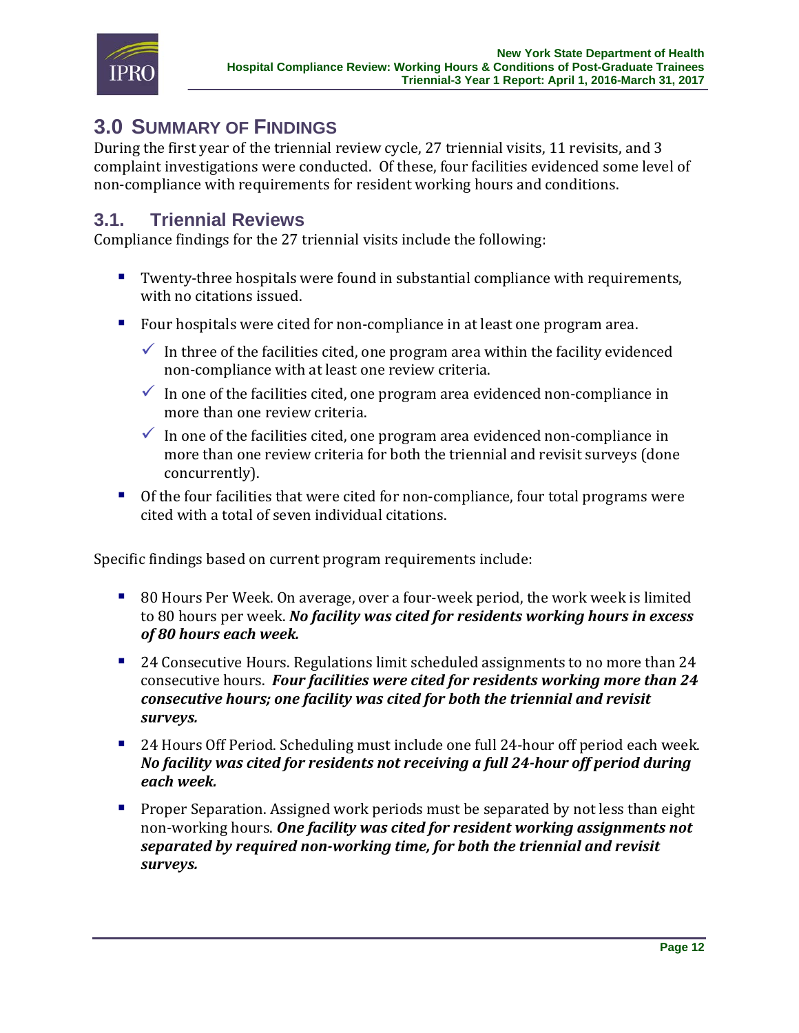# 3.0 Summary of Findings

During the first year of the triennial review cycle, 27 triennial visits, 11 revisits, and 3 complaint investigations were conducted. Of these, four facilities evidenced some level of non-compliance with requirements for resident working hours and conditions.

## 3.1. Triennial Reviews

Compliance findings for the 27 triennial visits include the following:

- Twenty-three hospitals were found in substantial compliance with requirements, with no citations issued.
- Four hospitals were cited for non-compliance in at least one program area.
  - ✓ In three of the facilities cited, one program area within the facility evidenced non-compliance with at least one review criteria.
  - ✓ In one of the facilities cited, one program area evidenced non-compliance in more than one review criteria.
  - ✓ In one of the facilities cited, one program area evidenced non-compliance in more than one review criteria for both the triennial and revisit surveys (done concurrently).
- Of the four facilities that were cited for non-compliance, four total programs were cited with a total of seven individual citations.

Specific findings based on current program requirements include:

- 80 Hours Per Week. On average, over a four-week period, the work week is limited to 80 hours per week. ***No facility was cited for residents working hours in excess of 80 hours each week.***
- 24 Consecutive Hours. Regulations limit scheduled assignments to no more than 24 consecutive hours. ***Four facilities were cited for residents working more than 24 consecutive hours; one facility was cited for both the triennial and revisit surveys.***
- 24 Hours Off Period. Scheduling must include one full 24-hour off period each week. ***No facility was cited for residents not receiving a full 24-hour off period during each week.***
- Proper Separation. Assigned work periods must be separated by not less than eight non-working hours. ***One facility was cited for resident working assignments not separated by required non-working time, for both the triennial and revisit surveys.***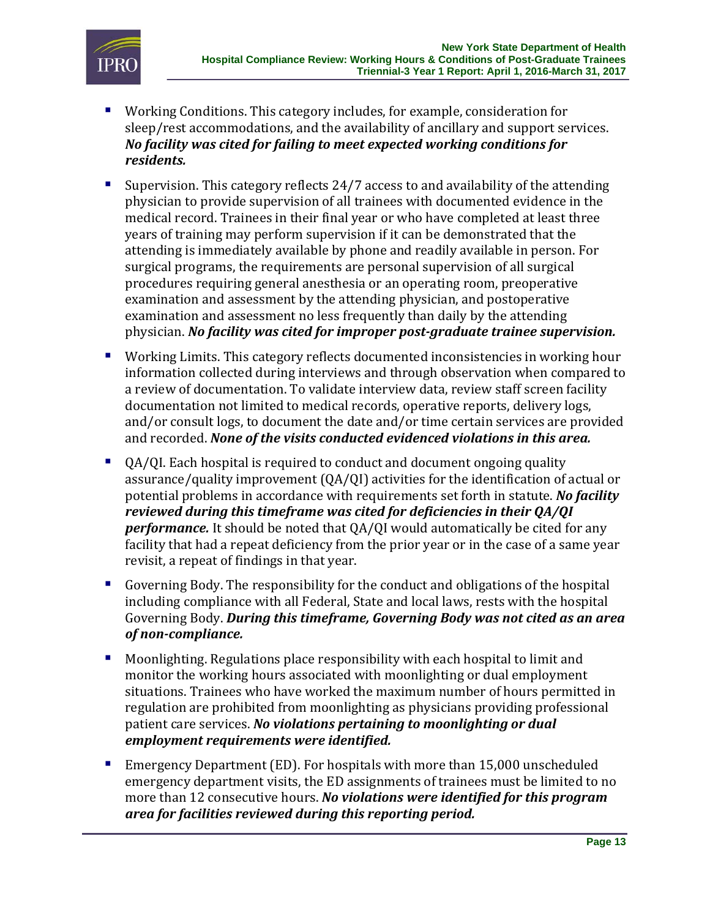- Working Conditions. This category includes, for example, consideration for sleep/rest accommodations, and the availability of ancillary and support services. ***No facility was cited for failing to meet expected working conditions for residents.***

- Supervision. This category reflects 24/7 access to and availability of the attending physician to provide supervision of all trainees with documented evidence in the medical record. Trainees in their final year or who have completed at least three years of training may perform supervision if it can be demonstrated that the attending is immediately available by phone and readily available in person. For surgical programs, the requirements are personal supervision of all surgical procedures requiring general anesthesia or an operating room, preoperative examination and assessment by the attending physician, and postoperative examination and assessment no less frequently than daily by the attending physician. ***No facility was cited for improper post-graduate trainee supervision.***

- Working Limits. This category reflects documented inconsistencies in working hour information collected during interviews and through observation when compared to a review of documentation. To validate interview data, review staff screen facility documentation not limited to medical records, operative reports, delivery logs, and/or consult logs, to document the date and/or time certain services are provided and recorded. ***None of the visits conducted evidenced violations in this area.***

- QA/QI. Each hospital is required to conduct and document ongoing quality assurance/quality improvement (QA/QI) activities for the identification of actual or potential problems in accordance with requirements set forth in statute. ***No facility reviewed during this timeframe was cited for deficiencies in their QA/QI performance.*** It should be noted that QA/QI would automatically be cited for any facility that had a repeat deficiency from the prior year or in the case of a same year revisit, a repeat of findings in that year.

- Governing Body. The responsibility for the conduct and obligations of the hospital including compliance with all Federal, State and local laws, rests with the hospital Governing Body. ***During this timeframe, Governing Body was not cited as an area of non-compliance.***

- Moonlighting. Regulations place responsibility with each hospital to limit and monitor the working hours associated with moonlighting or dual employment situations. Trainees who have worked the maximum number of hours permitted in regulation are prohibited from moonlighting as physicians providing professional patient care services. ***No violations pertaining to moonlighting or dual employment requirements were identified.***

- Emergency Department (ED). For hospitals with more than 15,000 unscheduled emergency department visits, the ED assignments of trainees must be limited to no more than 12 consecutive hours. ***No violations were identified for this program area for facilities reviewed during this reporting period.***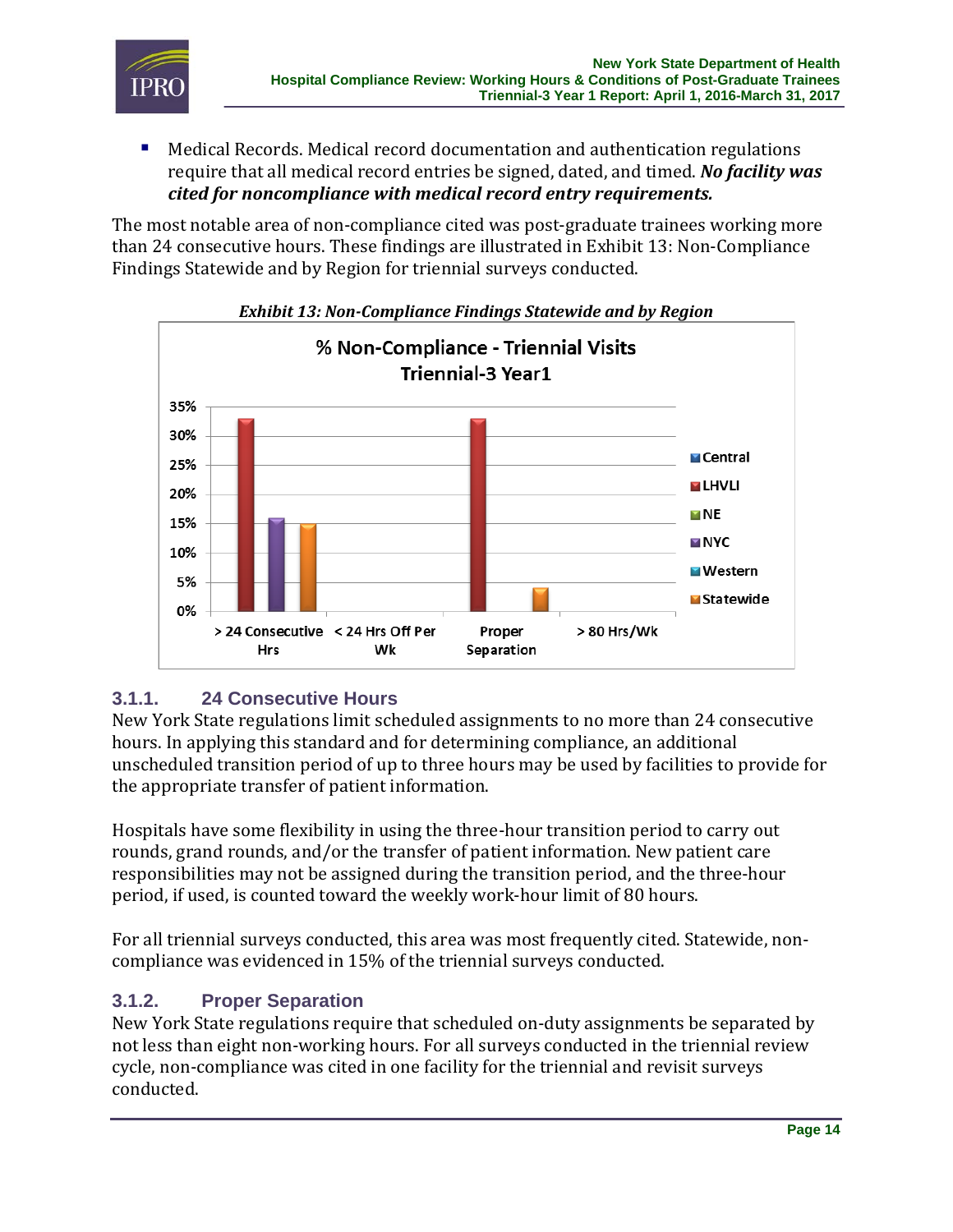- Medical Records. Medical record documentation and authentication regulations require that all medical record entries be signed, dated, and timed. ***No facility was cited for noncompliance with medical record entry requirements.***

The most notable area of non-compliance cited was post-graduate trainees working more than 24 consecutive hours. These findings are illustrated in Exhibit 13: Non-Compliance Findings Statewide and by Region for triennial surveys conducted.

***Exhibit 13: Non-Compliance Findings Statewide and by Region***

% Non-Compliance - Triennial Visits
Triennial-3 Year1

| | Central | LHVLI | NE | NYC | Western | Statewide |
|---|---|---|---|---|---|---|
| > 24 Consecutive Hrs | | 33% | | 16% | | 15% |
| < 24 Hrs Off Per Wk | | | | | | |
| Proper Separation | | 33% | | | | 4% |
| > 80 Hrs/Wk | | | | | | |

### 3.1.1. 24 Consecutive Hours

New York State regulations limit scheduled assignments to no more than 24 consecutive hours. In applying this standard and for determining compliance, an additional unscheduled transition period of up to three hours may be used by facilities to provide for the appropriate transfer of patient information.

Hospitals have some flexibility in using the three-hour transition period to carry out rounds, grand rounds, and/or the transfer of patient information. New patient care responsibilities may not be assigned during the transition period, and the three-hour period, if used, is counted toward the weekly work-hour limit of 80 hours.

For all triennial surveys conducted, this area was most frequently cited. Statewide, non-compliance was evidenced in 15% of the triennial surveys conducted.

### 3.1.2. Proper Separation

New York State regulations require that scheduled on-duty assignments be separated by not less than eight non-working hours. For all surveys conducted in the triennial review cycle, non-compliance was cited in one facility for the triennial and revisit surveys conducted.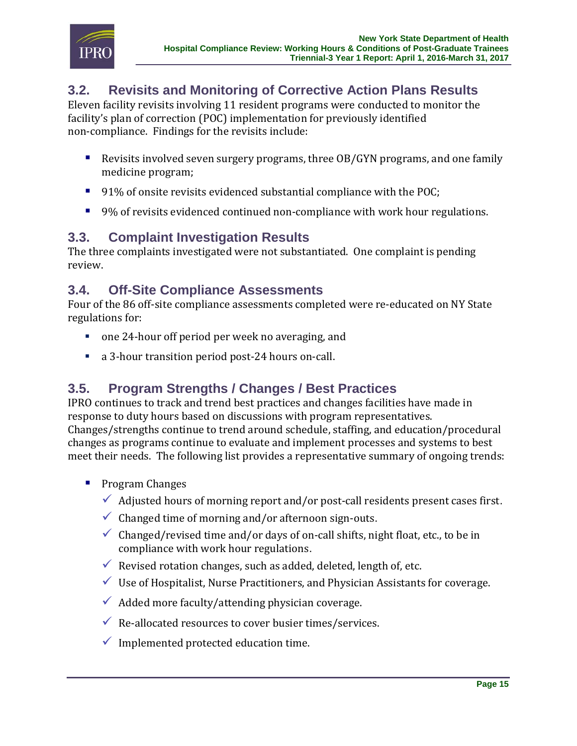## 3.2. Revisits and Monitoring of Corrective Action Plans Results

Eleven facility revisits involving 11 resident programs were conducted to monitor the facility's plan of correction (POC) implementation for previously identified non-compliance. Findings for the revisits include:

- Revisits involved seven surgery programs, three OB/GYN programs, and one family medicine program;
- 91% of onsite revisits evidenced substantial compliance with the POC;
- 9% of revisits evidenced continued non-compliance with work hour regulations.

## 3.3. Complaint Investigation Results

The three complaints investigated were not substantiated. One complaint is pending review.

## 3.4. Off-Site Compliance Assessments

Four of the 86 off-site compliance assessments completed were re-educated on NY State regulations for:

- one 24-hour off period per week no averaging, and
- a 3-hour transition period post-24 hours on-call.

## 3.5. Program Strengths / Changes / Best Practices

IPRO continues to track and trend best practices and changes facilities have made in response to duty hours based on discussions with program representatives. Changes/strengths continue to trend around schedule, staffing, and education/procedural changes as programs continue to evaluate and implement processes and systems to best meet their needs. The following list provides a representative summary of ongoing trends:

- Program Changes
  - ✓ Adjusted hours of morning report and/or post-call residents present cases first.
  - ✓ Changed time of morning and/or afternoon sign-outs.
  - ✓ Changed/revised time and/or days of on-call shifts, night float, etc., to be in compliance with work hour regulations.
  - ✓ Revised rotation changes, such as added, deleted, length of, etc.
  - ✓ Use of Hospitalist, Nurse Practitioners, and Physician Assistants for coverage.
  - ✓ Added more faculty/attending physician coverage.
  - ✓ Re-allocated resources to cover busier times/services.
  - ✓ Implemented protected education time.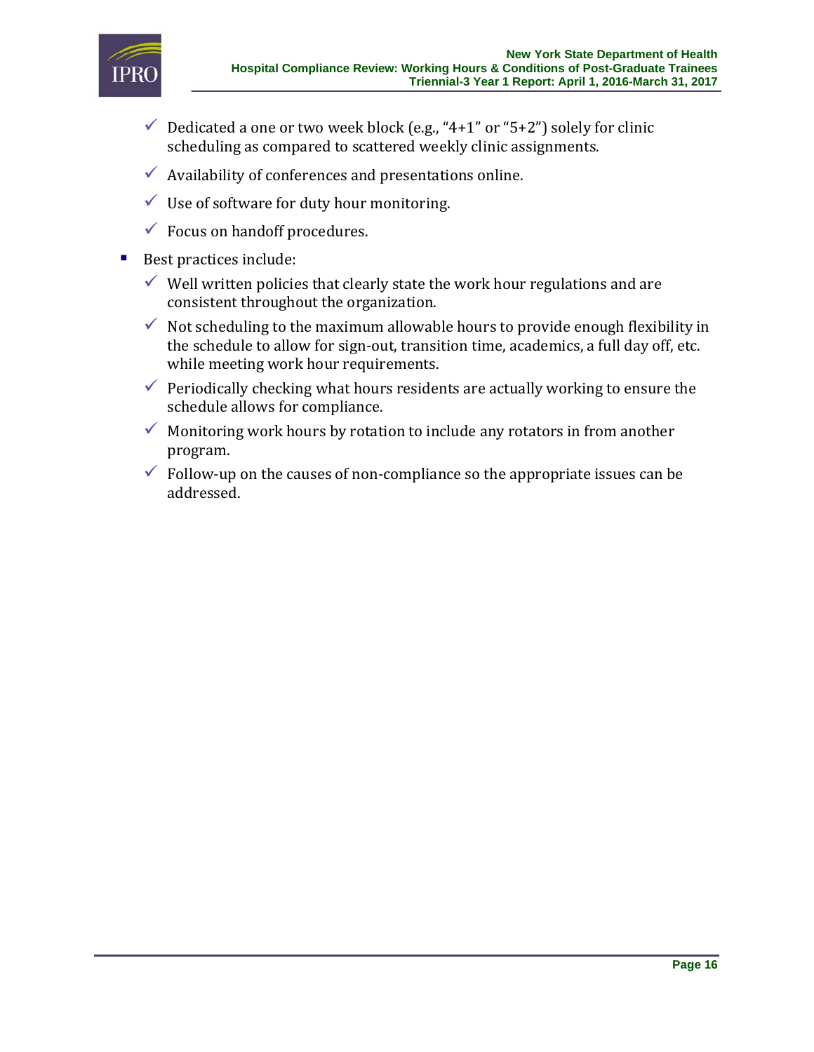- ✓ Dedicated a one or two week block (e.g., "4+1" or "5+2") solely for clinic scheduling as compared to scattered weekly clinic assignments.
  - ✓ Availability of conferences and presentations online.
  - ✓ Use of software for duty hour monitoring.
  - ✓ Focus on handoff procedures.
- Best practices include:
  - ✓ Well written policies that clearly state the work hour regulations and are consistent throughout the organization.
  - ✓ Not scheduling to the maximum allowable hours to provide enough flexibility in the schedule to allow for sign-out, transition time, academics, a full day off, etc. while meeting work hour requirements.
  - ✓ Periodically checking what hours residents are actually working to ensure the schedule allows for compliance.
  - ✓ Monitoring work hours by rotation to include any rotators in from another program.
  - ✓ Follow-up on the causes of non-compliance so the appropriate issues can be addressed.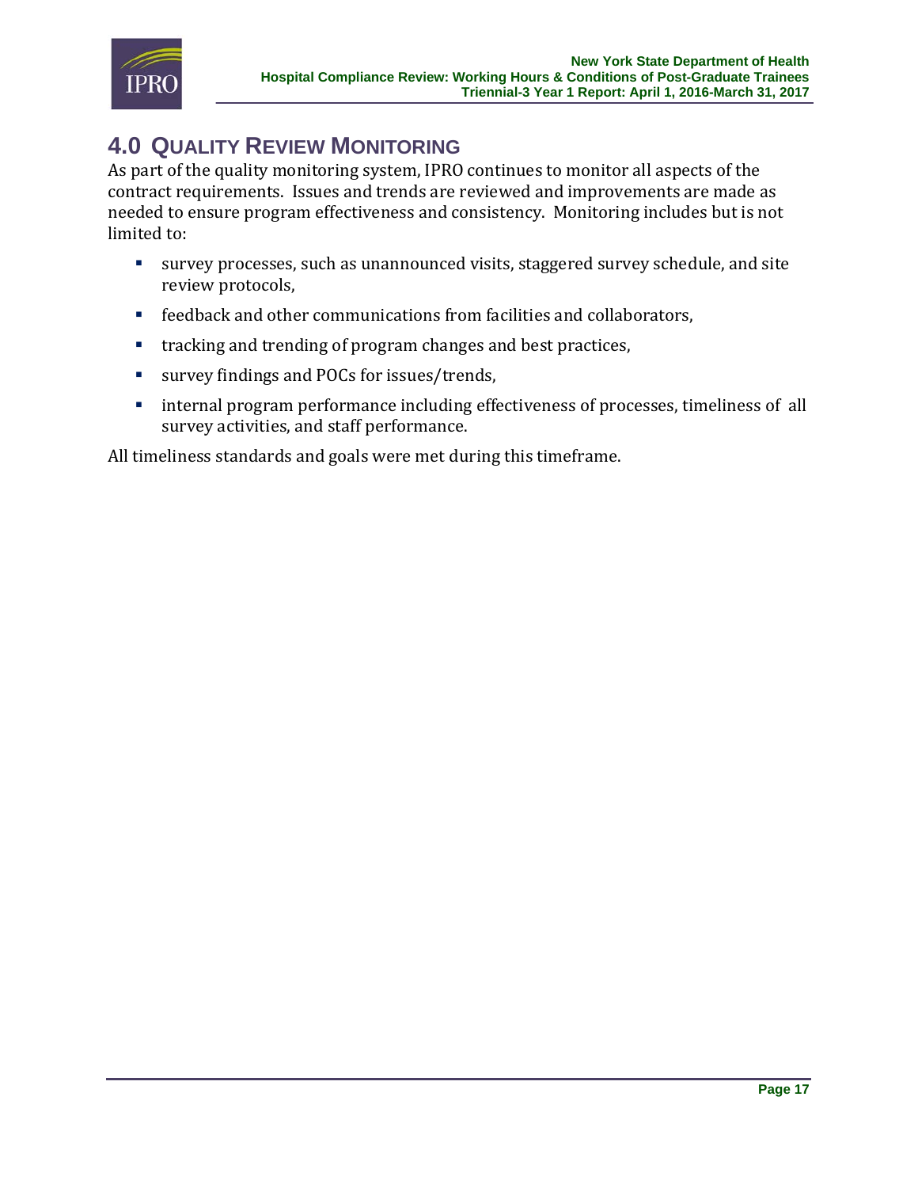# 4.0 QUALITY REVIEW MONITORING

As part of the quality monitoring system, IPRO continues to monitor all aspects of the contract requirements. Issues and trends are reviewed and improvements are made as needed to ensure program effectiveness and consistency. Monitoring includes but is not limited to:

- survey processes, such as unannounced visits, staggered survey schedule, and site review protocols,
- feedback and other communications from facilities and collaborators,
- tracking and trending of program changes and best practices,
- survey findings and POCs for issues/trends,
- internal program performance including effectiveness of processes, timeliness of all survey activities, and staff performance.

All timeliness standards and goals were met during this timeframe.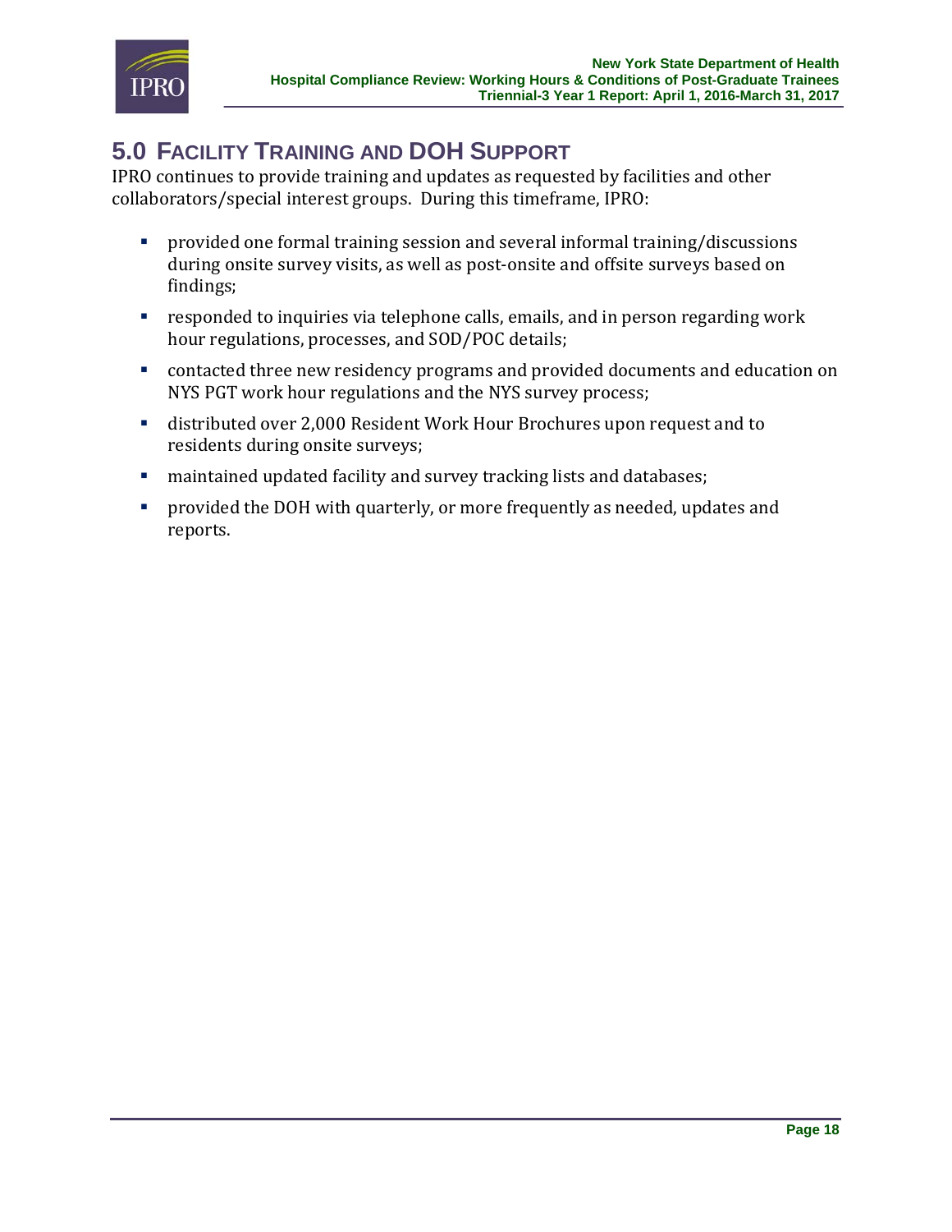## 5.0 Facility Training and DOH Support

IPRO continues to provide training and updates as requested by facilities and other collaborators/special interest groups. During this timeframe, IPRO:

- provided one formal training session and several informal training/discussions during onsite survey visits, as well as post-onsite and offsite surveys based on findings;
- responded to inquiries via telephone calls, emails, and in person regarding work hour regulations, processes, and SOD/POC details;
- contacted three new residency programs and provided documents and education on NYS PGT work hour regulations and the NYS survey process;
- distributed over 2,000 Resident Work Hour Brochures upon request and to residents during onsite surveys;
- maintained updated facility and survey tracking lists and databases;
- provided the DOH with quarterly, or more frequently as needed, updates and reports.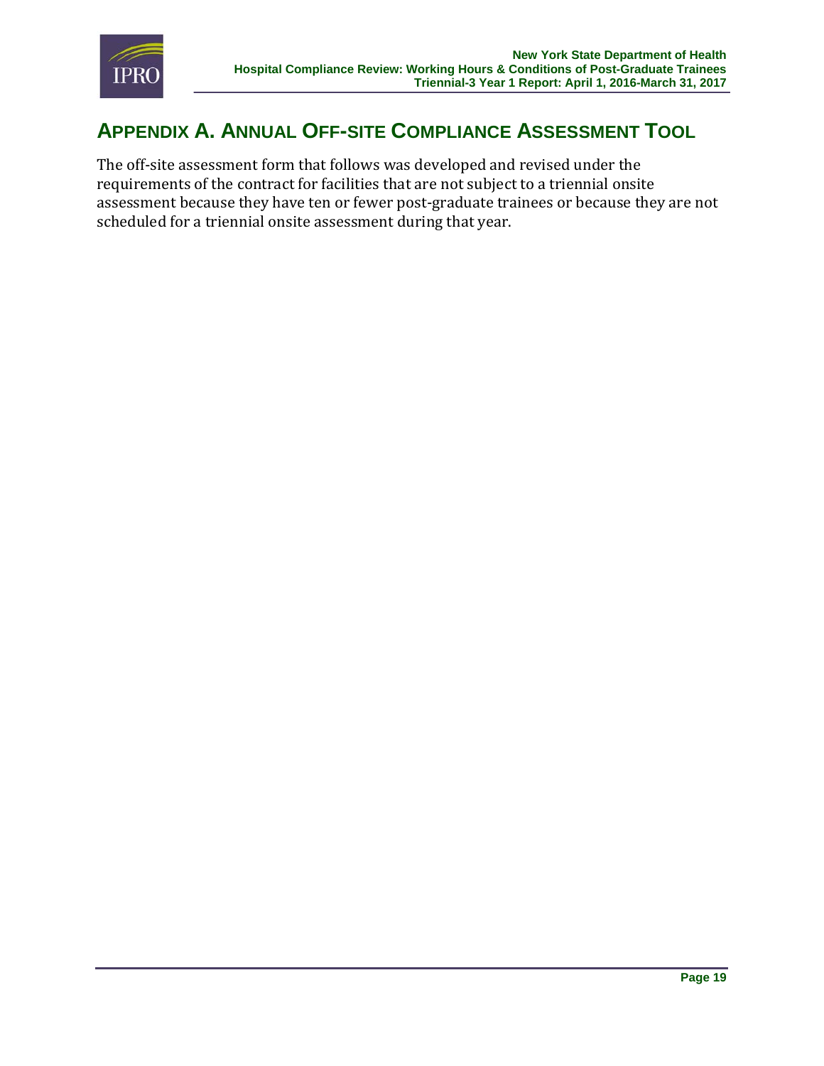# Appendix A. Annual Off-site Compliance Assessment Tool

The off-site assessment form that follows was developed and revised under the requirements of the contract for facilities that are not subject to a triennial onsite assessment because they have ten or fewer post-graduate trainees or because they are not scheduled for a triennial onsite assessment during that year.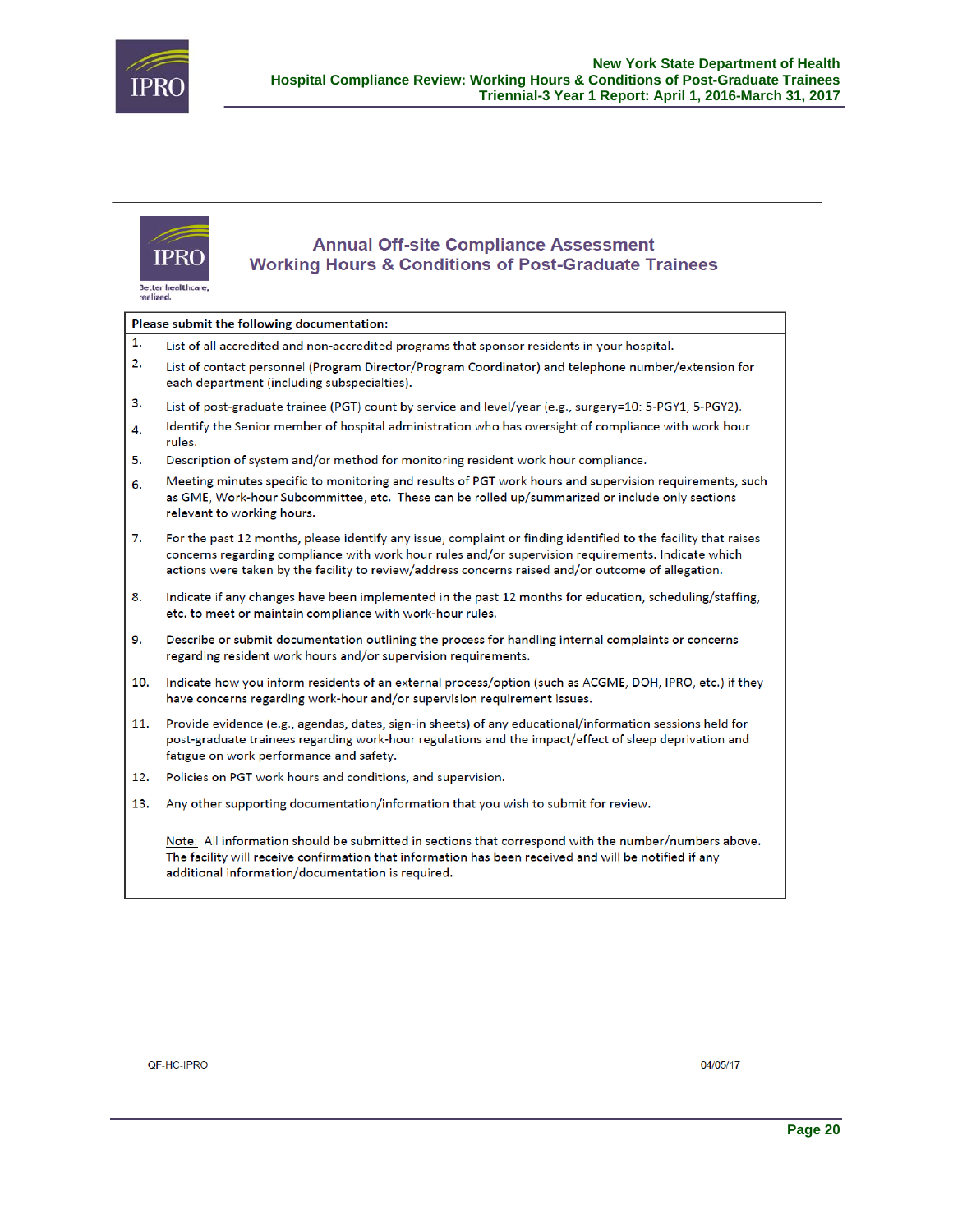# Annual Off-site Compliance Assessment
## Working Hours & Conditions of Post-Graduate Trainees

**Please submit the following documentation:**

1. List of all accredited and non-accredited programs that sponsor residents in your hospital.
2. List of contact personnel (Program Director/Program Coordinator) and telephone number/extension for each department (including subspecialties).
3. List of post-graduate trainee (PGT) count by service and level/year (e.g., surgery=10: 5-PGY1, 5-PGY2).
4. Identify the Senior member of hospital administration who has oversight of compliance with work hour rules.
5. Description of system and/or method for monitoring resident work hour compliance.
6. Meeting minutes specific to monitoring and results of PGT work hours and supervision requirements, such as GME, Work-hour Subcommittee, etc. These can be rolled up/summarized or include only sections relevant to working hours.
7. For the past 12 months, please identify any issue, complaint or finding identified to the facility that raises concerns regarding compliance with work hour rules and/or supervision requirements. Indicate which actions were taken by the facility to review/address concerns raised and/or outcome of allegation.
8. Indicate if any changes have been implemented in the past 12 months for education, scheduling/staffing, etc. to meet or maintain compliance with work-hour rules.
9. Describe or submit documentation outlining the process for handling internal complaints or concerns regarding resident work hours and/or supervision requirements.
10. Indicate how you inform residents of an external process/option (such as ACGME, DOH, IPRO, etc.) if they have concerns regarding work-hour and/or supervision requirement issues.
11. Provide evidence (e.g., agendas, dates, sign-in sheets) of any educational/information sessions held for post-graduate trainees regarding work-hour regulations and the impact/effect of sleep deprivation and fatigue on work performance and safety.
12. Policies on PGT work hours and conditions, and supervision.
13. Any other supporting documentation/information that you wish to submit for review.

Note: All information should be submitted in sections that correspond with the number/numbers above. The facility will receive confirmation that information has been received and will be notified if any additional information/documentation is required.

QF-HC-IPRO 04/05/17